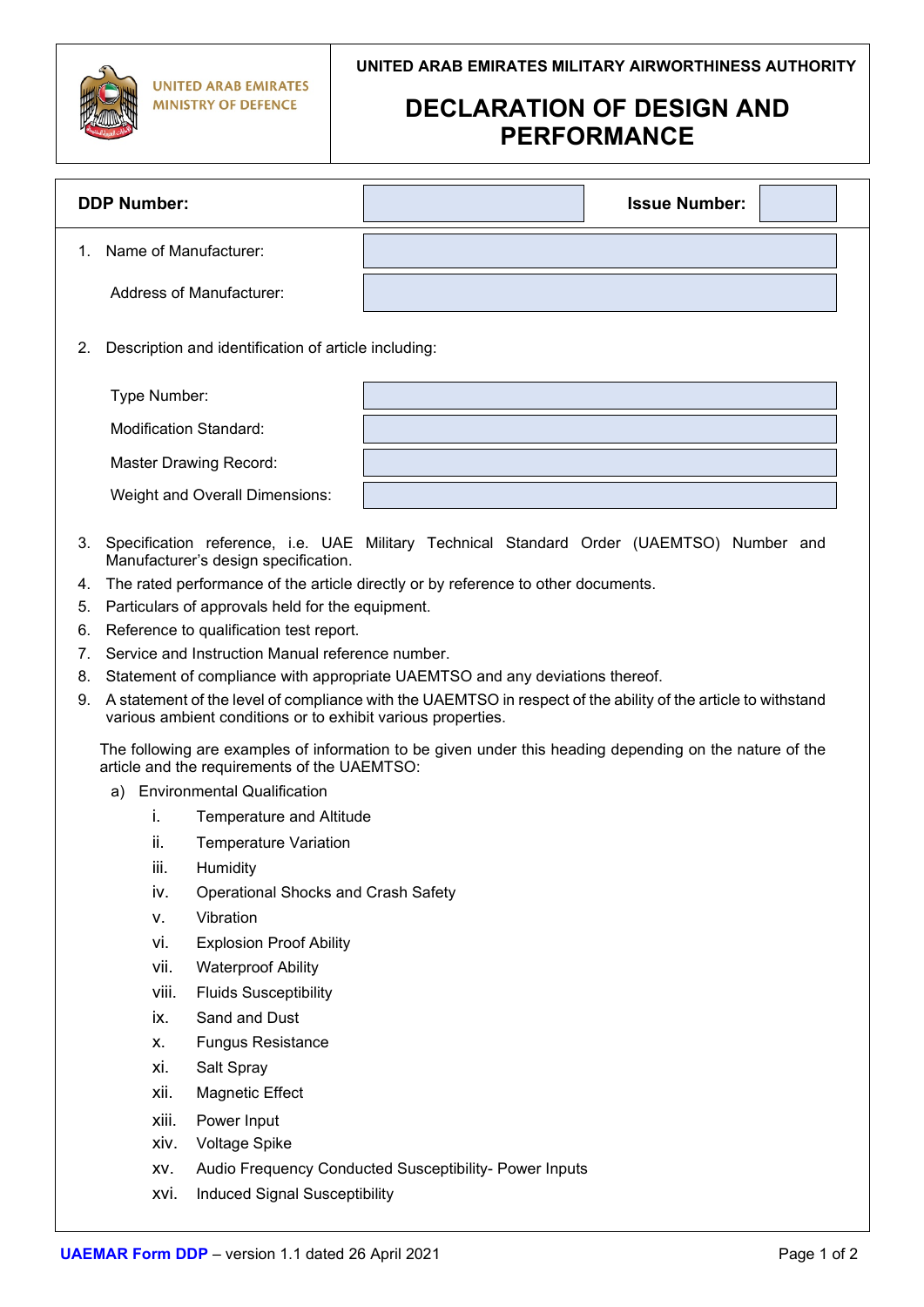UNITED ARAB EMIRATES
MINISTRY OF DEFENCE

UNITED ARAB EMIRATES MILITARY AIRWORTHINESS AUTHORITY

# DECLARATION OF DESIGN AND PERFORMANCE

| **DDP Number:** | | **Issue Number:** | |
|---|---|---|---|

1. Name of Manufacturer:

   Address of Manufacturer:

2. Description and identification of article including:

   Type Number:

   Modification Standard:

   Master Drawing Record:

   Weight and Overall Dimensions:

3. Specification reference, i.e. UAE Military Technical Standard Order (UAEMTSO) Number and Manufacturer's design specification.
4. The rated performance of the article directly or by reference to other documents.
5. Particulars of approvals held for the equipment.
6. Reference to qualification test report.
7. Service and Instruction Manual reference number.
8. Statement of compliance with appropriate UAEMTSO and any deviations thereof.
9. A statement of the level of compliance with the UAEMTSO in respect of the ability of the article to withstand various ambient conditions or to exhibit various properties.

   The following are examples of information to be given under this heading depending on the nature of the article and the requirements of the UAEMTSO:

   a) Environmental Qualification
      - i. Temperature and Altitude
      - ii. Temperature Variation
      - iii. Humidity
      - iv. Operational Shocks and Crash Safety
      - v. Vibration
      - vi. Explosion Proof Ability
      - vii. Waterproof Ability
      - viii. Fluids Susceptibility
      - ix. Sand and Dust
      - x. Fungus Resistance
      - xi. Salt Spray
      - xii. Magnetic Effect
      - xiii. Power Input
      - xiv. Voltage Spike
      - xv. Audio Frequency Conducted Susceptibility- Power Inputs
      - xvi. Induced Signal Susceptibility

UAEMAR Form DDP – version 1.1 dated 26 April 2021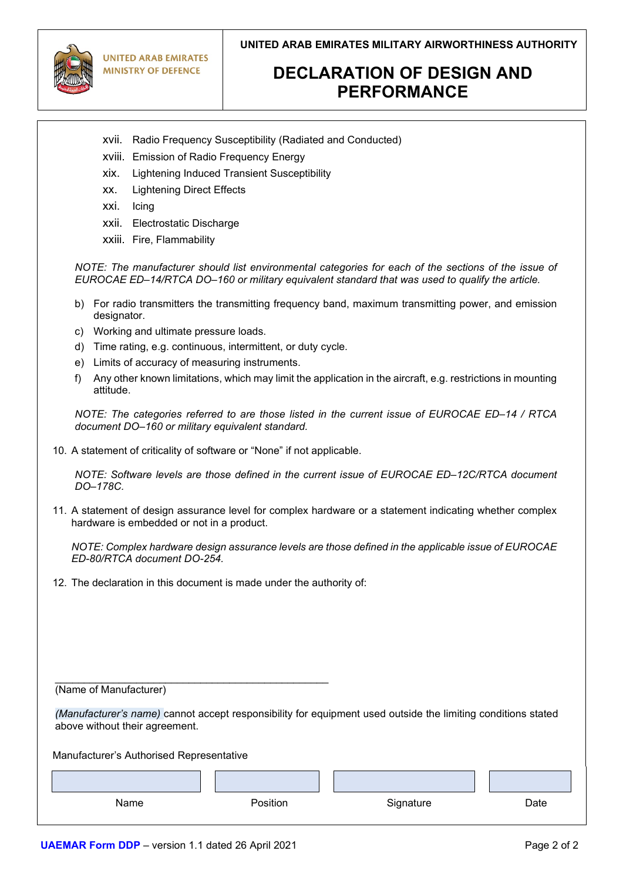UNITED ARAB EMIRATES MILITARY AIRWORTHINESS AUTHORITY

# DECLARATION OF DESIGN AND PERFORMANCE

xvii. Radio Frequency Susceptibility (Radiated and Conducted)
xviii. Emission of Radio Frequency Energy
xix. Lightening Induced Transient Susceptibility
xx. Lightening Direct Effects
xxi. Icing
xxii. Electrostatic Discharge
xxiii. Fire, Flammability

*NOTE: The manufacturer should list environmental categories for each of the sections of the issue of EUROCAE ED–14/RTCA DO–160 or military equivalent standard that was used to qualify the article.*

b) For radio transmitters the transmitting frequency band, maximum transmitting power, and emission designator.
c) Working and ultimate pressure loads.
d) Time rating, e.g. continuous, intermittent, or duty cycle.
e) Limits of accuracy of measuring instruments.
f) Any other known limitations, which may limit the application in the aircraft, e.g. restrictions in mounting attitude.

*NOTE: The categories referred to are those listed in the current issue of EUROCAE ED–14 / RTCA document DO–160 or military equivalent standard.*

10. A statement of criticality of software or "None" if not applicable.

    *NOTE: Software levels are those defined in the current issue of EUROCAE ED–12C/RTCA document DO–178C.*

11. A statement of design assurance level for complex hardware or a statement indicating whether complex hardware is embedded or not in a product.

    *NOTE: Complex hardware design assurance levels are those defined in the applicable issue of EUROCAE ED-80/RTCA document DO-254.*

12. The declaration in this document is made under the authority of:

\_\_\_\_\_\_\_\_\_\_\_\_\_\_\_\_\_\_\_\_\_\_\_\_\_\_\_\_\_\_\_\_\_\_\_\_\_\_\_\_\_\_\_\_\_\_
(Name of Manufacturer)

*(Manufacturer's name)* cannot accept responsibility for equipment used outside the limiting conditions stated above without their agreement.

Manufacturer's Authorised Representative

| | | | |
|---|---|---|---|
| | | | |
| Name | Position | Signature | Date |

**UAEMAR Form DDP** – version 1.1 dated 26 April 2021